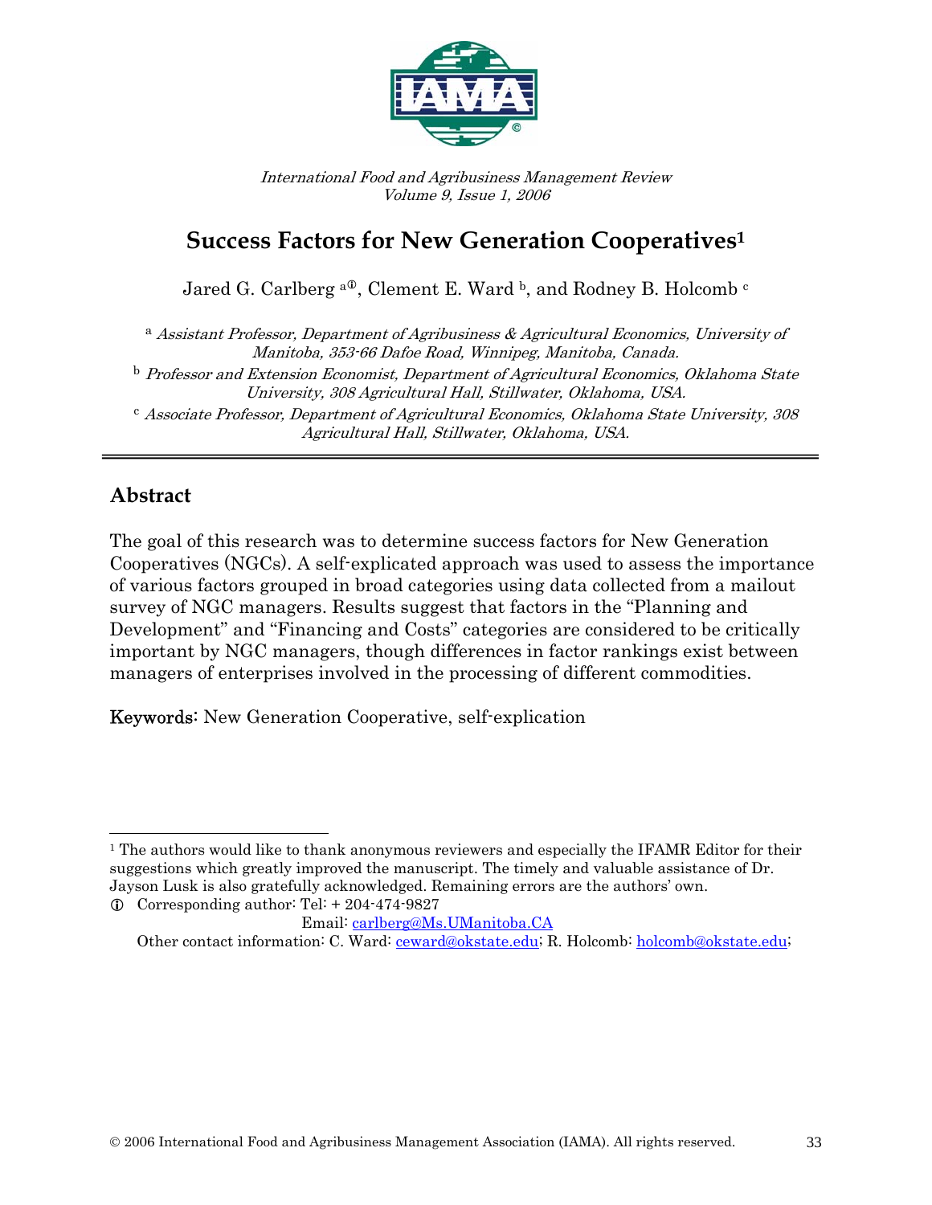*International Food and Agribusiness Management Review*
*Volume 9, Issue 1, 2006*

# Success Factors for New Generation Cooperatives[1]

Jared G. Carlberg [a①], Clement E. Ward [b], and Rodney B. Holcomb [c]

[a] *Assistant Professor, Department of Agribusiness & Agricultural Economics, University of Manitoba, 353-66 Dafoe Road, Winnipeg, Manitoba, Canada.*

[b] *Professor and Extension Economist, Department of Agricultural Economics, Oklahoma State University, 308 Agricultural Hall, Stillwater, Oklahoma, USA.*

[c] *Associate Professor, Department of Agricultural Economics, Oklahoma State University, 308 Agricultural Hall, Stillwater, Oklahoma, USA.*

---

## Abstract

The goal of this research was to determine success factors for New Generation Cooperatives (NGCs). A self-explicated approach was used to assess the importance of various factors grouped in broad categories using data collected from a mailout survey of NGC managers. Results suggest that factors in the "Planning and Development" and "Financing and Costs" categories are considered to be critically important by NGC managers, though differences in factor rankings exist between managers of enterprises involved in the processing of different commodities.

**Keywords:** New Generation Cooperative, self-explication

---

[1] The authors would like to thank anonymous reviewers and especially the IFAMR Editor for their suggestions which greatly improved the manuscript. The timely and valuable assistance of Dr. Jayson Lusk is also gratefully acknowledged. Remaining errors are the authors' own.

① Corresponding author: Tel: + 204-474-9827
Email: carlberg@Ms.UManitoba.CA
Other contact information: C. Ward: ceward@okstate.edu; R. Holcomb: holcomb@okstate.edu;

© 2006 International Food and Agribusiness Management Association (IAMA). All rights reserved.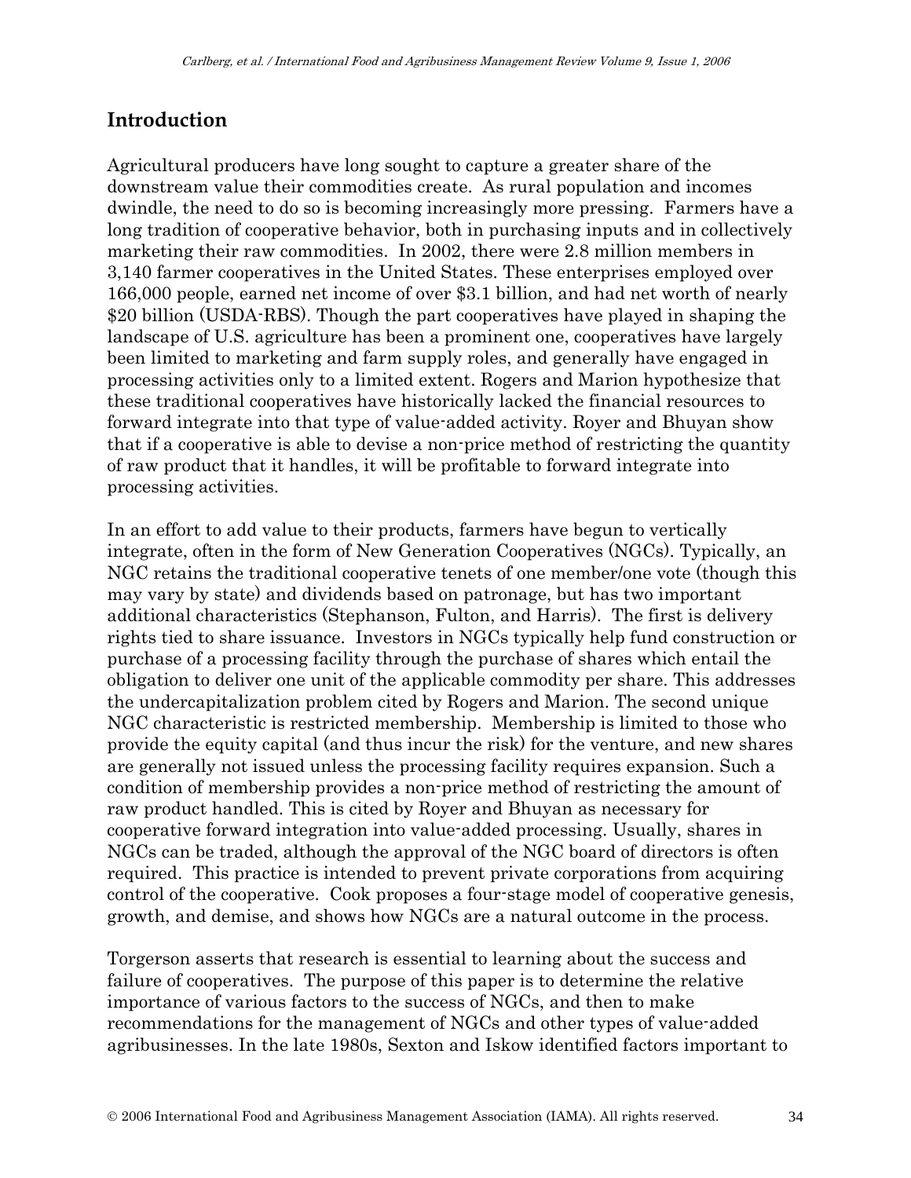## Introduction

Agricultural producers have long sought to capture a greater share of the downstream value their commodities create. As rural population and incomes dwindle, the need to do so is becoming increasingly more pressing. Farmers have a long tradition of cooperative behavior, both in purchasing inputs and in collectively marketing their raw commodities. In 2002, there were 2.8 million members in 3,140 farmer cooperatives in the United States. These enterprises employed over 166,000 people, earned net income of over $3.1 billion, and had net worth of nearly $20 billion (USDA-RBS). Though the part cooperatives have played in shaping the landscape of U.S. agriculture has been a prominent one, cooperatives have largely been limited to marketing and farm supply roles, and generally have engaged in processing activities only to a limited extent. Rogers and Marion hypothesize that these traditional cooperatives have historically lacked the financial resources to forward integrate into that type of value-added activity. Royer and Bhuyan show that if a cooperative is able to devise a non-price method of restricting the quantity of raw product that it handles, it will be profitable to forward integrate into processing activities.

In an effort to add value to their products, farmers have begun to vertically integrate, often in the form of New Generation Cooperatives (NGCs). Typically, an NGC retains the traditional cooperative tenets of one member/one vote (though this may vary by state) and dividends based on patronage, but has two important additional characteristics (Stephanson, Fulton, and Harris). The first is delivery rights tied to share issuance. Investors in NGCs typically help fund construction or purchase of a processing facility through the purchase of shares which entail the obligation to deliver one unit of the applicable commodity per share. This addresses the undercapitalization problem cited by Rogers and Marion. The second unique NGC characteristic is restricted membership. Membership is limited to those who provide the equity capital (and thus incur the risk) for the venture, and new shares are generally not issued unless the processing facility requires expansion. Such a condition of membership provides a non-price method of restricting the amount of raw product handled. This is cited by Royer and Bhuyan as necessary for cooperative forward integration into value-added processing. Usually, shares in NGCs can be traded, although the approval of the NGC board of directors is often required. This practice is intended to prevent private corporations from acquiring control of the cooperative. Cook proposes a four-stage model of cooperative genesis, growth, and demise, and shows how NGCs are a natural outcome in the process.

Torgerson asserts that research is essential to learning about the success and failure of cooperatives. The purpose of this paper is to determine the relative importance of various factors to the success of NGCs, and then to make recommendations for the management of NGCs and other types of value-added agribusinesses. In the late 1980s, Sexton and Iskow identified factors important to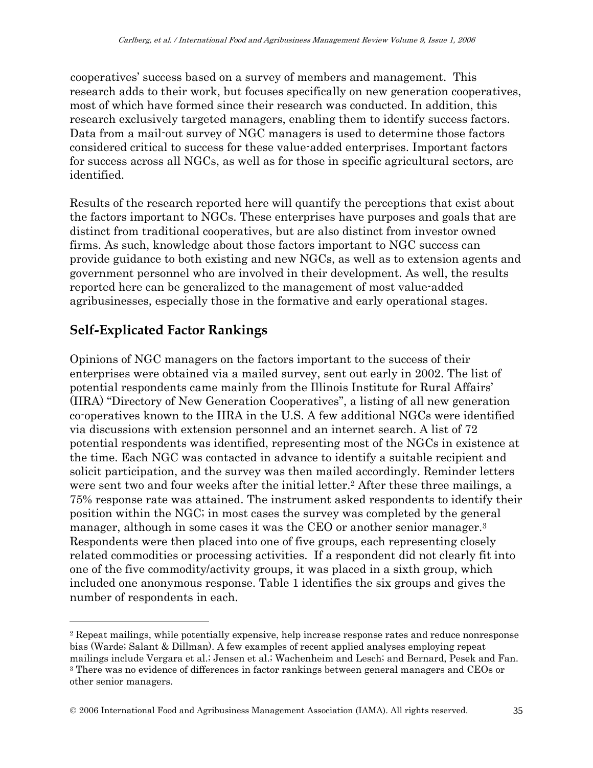cooperatives' success based on a survey of members and management. This research adds to their work, but focuses specifically on new generation cooperatives, most of which have formed since their research was conducted. In addition, this research exclusively targeted managers, enabling them to identify success factors. Data from a mail-out survey of NGC managers is used to determine those factors considered critical to success for these value-added enterprises. Important factors for success across all NGCs, as well as for those in specific agricultural sectors, are identified.

Results of the research reported here will quantify the perceptions that exist about the factors important to NGCs. These enterprises have purposes and goals that are distinct from traditional cooperatives, but are also distinct from investor owned firms. As such, knowledge about those factors important to NGC success can provide guidance to both existing and new NGCs, as well as to extension agents and government personnel who are involved in their development. As well, the results reported here can be generalized to the management of most value-added agribusinesses, especially those in the formative and early operational stages.

## Self-Explicated Factor Rankings

Opinions of NGC managers on the factors important to the success of their enterprises were obtained via a mailed survey, sent out early in 2002. The list of potential respondents came mainly from the Illinois Institute for Rural Affairs' (IIRA) "Directory of New Generation Cooperatives", a listing of all new generation co-operatives known to the IIRA in the U.S. A few additional NGCs were identified via discussions with extension personnel and an internet search. A list of 72 potential respondents was identified, representing most of the NGCs in existence at the time. Each NGC was contacted in advance to identify a suitable recipient and solicit participation, and the survey was then mailed accordingly. Reminder letters were sent two and four weeks after the initial letter.[2] After these three mailings, a 75% response rate was attained. The instrument asked respondents to identify their position within the NGC; in most cases the survey was completed by the general manager, although in some cases it was the CEO or another senior manager.[3] Respondents were then placed into one of five groups, each representing closely related commodities or processing activities. If a respondent did not clearly fit into one of the five commodity/activity groups, it was placed in a sixth group, which included one anonymous response. Table 1 identifies the six groups and gives the number of respondents in each.

---

[2] Repeat mailings, while potentially expensive, help increase response rates and reduce nonresponse bias (Warde; Salant & Dillman). A few examples of recent applied analyses employing repeat mailings include Vergara et al.; Jensen et al.; Wachenheim and Lesch; and Bernard, Pesek and Fan.

[3] There was no evidence of differences in factor rankings between general managers and CEOs or other senior managers.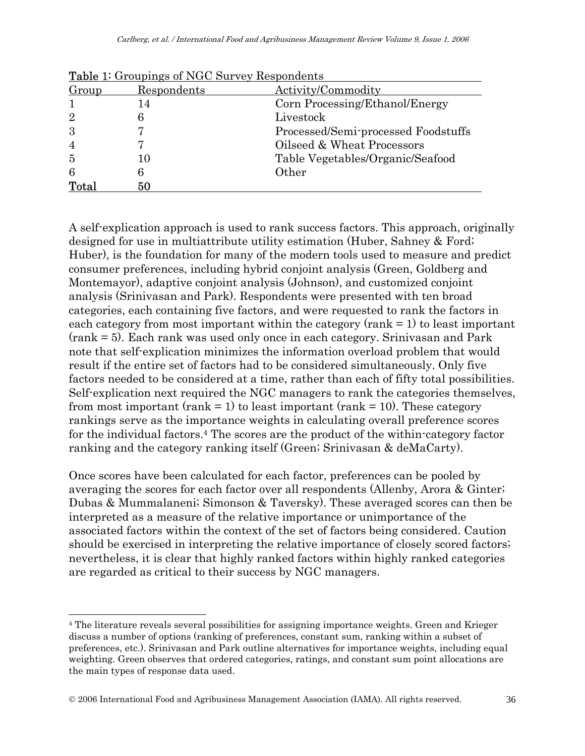Table 1: Groupings of NGC Survey Respondents

| Group | Respondents | Activity/Commodity |
|---|---|---|
| 1 | 14 | Corn Processing/Ethanol/Energy |
| 2 | 6 | Livestock |
| 3 | 7 | Processed/Semi-processed Foodstuffs |
| 4 | 7 | Oilseed & Wheat Processors |
| 5 | 10 | Table Vegetables/Organic/Seafood |
| 6 | 6 | Other |
| **Total** | 50 | |

A self-explication approach is used to rank success factors. This approach, originally designed for use in multiattribute utility estimation (Huber, Sahney & Ford; Huber), is the foundation for many of the modern tools used to measure and predict consumer preferences, including hybrid conjoint analysis (Green, Goldberg and Montemayor), adaptive conjoint analysis (Johnson), and customized conjoint analysis (Srinivasan and Park). Respondents were presented with ten broad categories, each containing five factors, and were requested to rank the factors in each category from most important within the category (rank = 1) to least important (rank = 5). Each rank was used only once in each category. Srinivasan and Park note that self-explication minimizes the information overload problem that would result if the entire set of factors had to be considered simultaneously. Only five factors needed to be considered at a time, rather than each of fifty total possibilities. Self-explication next required the NGC managers to rank the categories themselves, from most important (rank = 1) to least important (rank = 10). These category rankings serve as the importance weights in calculating overall preference scores for the individual factors.[4] The scores are the product of the within-category factor ranking and the category ranking itself (Green; Srinivasan & deMaCarty).

Once scores have been calculated for each factor, preferences can be pooled by averaging the scores for each factor over all respondents (Allenby, Arora & Ginter; Dubas & Mummalaneni; Simonson & Taversky). These averaged scores can then be interpreted as a measure of the relative importance or unimportance of the associated factors within the context of the set of factors being considered. Caution should be exercised in interpreting the relative importance of closely scored factors; nevertheless, it is clear that highly ranked factors within highly ranked categories are regarded as critical to their success by NGC managers.

[4] The literature reveals several possibilities for assigning importance weights. Green and Krieger discuss a number of options (ranking of preferences, constant sum, ranking within a subset of preferences, etc.). Srinivasan and Park outline alternatives for importance weights, including equal weighting. Green observes that ordered categories, ratings, and constant sum point allocations are the main types of response data used.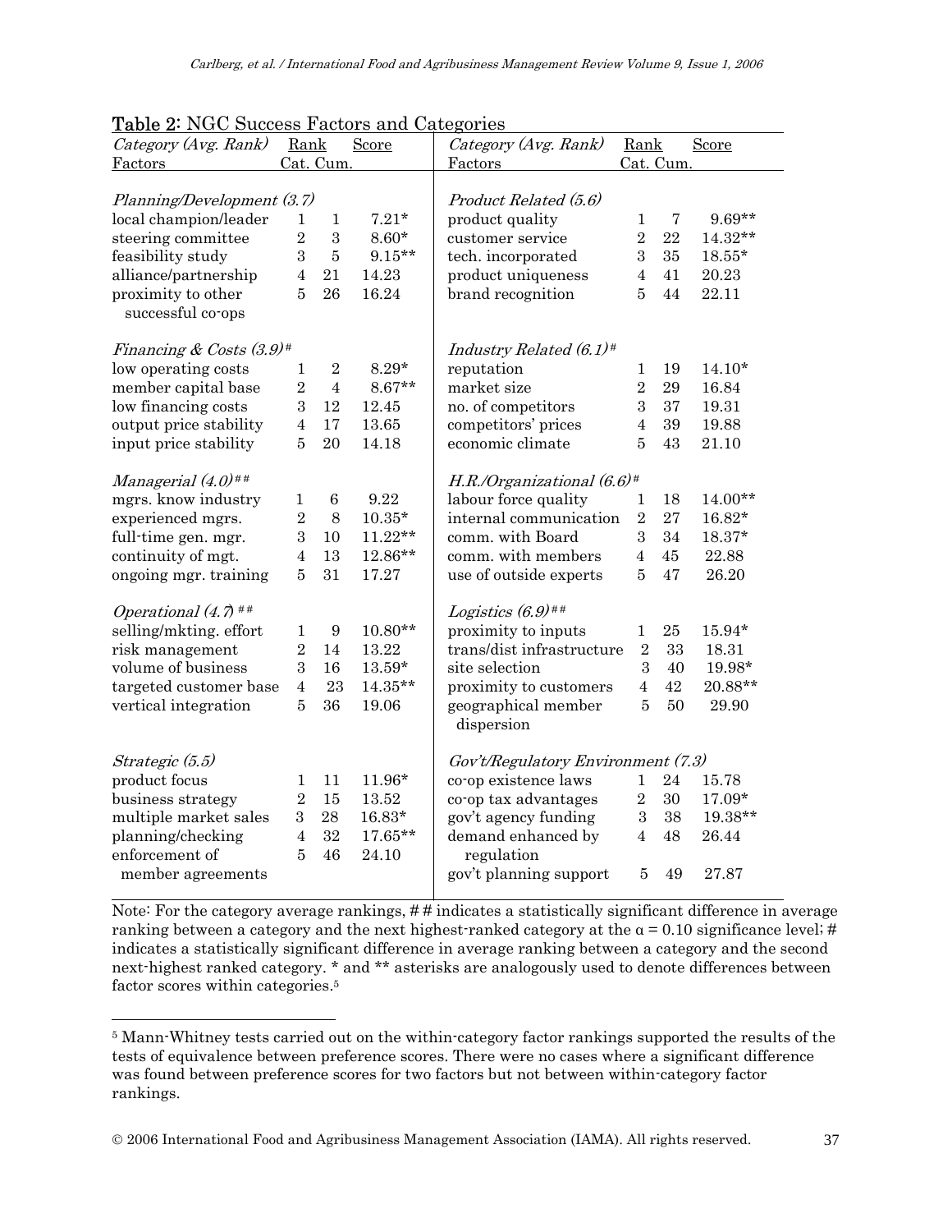**Table 2**: NGC Success Factors and Categories

| Category (Avg. Rank) Factors | Rank Cat. | Rank Cum. | Score | Category (Avg. Rank) Factors | Rank Cat. | Rank Cum. | Score |
|---|---|---|---|---|---|---|---|
| *Planning/Development (3.7)* | | | | *Product Related (5.6)* | | | |
| local champion/leader | 1 | 1 | 7.21* | product quality | 1 | 7 | 9.69** |
| steering committee | 2 | 3 | 8.60* | customer service | 2 | 22 | 14.32** |
| feasibility study | 3 | 5 | 9.15** | tech. incorporated | 3 | 35 | 18.55* |
| alliance/partnership | 4 | 21 | 14.23 | product uniqueness | 4 | 41 | 20.23 |
| proximity to other successful co-ops | 5 | 26 | 16.24 | brand recognition | 5 | 44 | 22.11 |
| *Financing & Costs (3.9)#* | | | | *Industry Related (6.1)#* | | | |
| low operating costs | 1 | 2 | 8.29* | reputation | 1 | 19 | 14.10* |
| member capital base | 2 | 4 | 8.67** | market size | 2 | 29 | 16.84 |
| low financing costs | 3 | 12 | 12.45 | no. of competitors | 3 | 37 | 19.31 |
| output price stability | 4 | 17 | 13.65 | competitors' prices | 4 | 39 | 19.88 |
| input price stability | 5 | 20 | 14.18 | economic climate | 5 | 43 | 21.10 |
| *Managerial (4.0)##* | | | | *H.R./Organizational (6.6)#* | | | |
| mgrs. know industry | 1 | 6 | 9.22 | labour force quality | 1 | 18 | 14.00** |
| experienced mgrs. | 2 | 8 | 10.35* | internal communication | 2 | 27 | 16.82* |
| full-time gen. mgr. | 3 | 10 | 11.22** | comm. with Board | 3 | 34 | 18.37* |
| continuity of mgt. | 4 | 13 | 12.86** | comm. with members | 4 | 45 | 22.88 |
| ongoing mgr. training | 5 | 31 | 17.27 | use of outside experts | 5 | 47 | 26.20 |
| *Operational (4.7)##* | | | | *Logistics (6.9)##* | | | |
| selling/mkting. effort | 1 | 9 | 10.80** | proximity to inputs | 1 | 25 | 15.94* |
| risk management | 2 | 14 | 13.22 | trans/dist infrastructure | 2 | 33 | 18.31 |
| volume of business | 3 | 16 | 13.59* | site selection | 3 | 40 | 19.98* |
| targeted customer base | 4 | 23 | 14.35** | proximity to customers | 4 | 42 | 20.88** |
| vertical integration | 5 | 36 | 19.06 | geographical member dispersion | 5 | 50 | 29.90 |
| *Strategic (5.5)* | | | | *Gov't/Regulatory Environment (7.3)* | | | |
| product focus | 1 | 11 | 11.96* | co-op existence laws | 1 | 24 | 15.78 |
| business strategy | 2 | 15 | 13.52 | co-op tax advantages | 2 | 30 | 17.09* |
| multiple market sales | 3 | 28 | 16.83* | gov't agency funding | 3 | 38 | 19.38** |
| planning/checking | 4 | 32 | 17.65** | demand enhanced by regulation | 4 | 48 | 26.44 |
| enforcement of member agreements | 5 | 46 | 24.10 | gov't planning support | 5 | 49 | 27.87 |

Note: For the category average rankings, ## indicates a statistically significant difference in average ranking between a category and the next highest-ranked category at the $\alpha = 0.10$ significance level; # indicates a statistically significant difference in average ranking between a category and the second next-highest ranked category. * and ** asterisks are analogously used to denote differences between factor scores within categories.[5]

[5] Mann-Whitney tests carried out on the within-category factor rankings supported the results of the tests of equivalence between preference scores. There were no cases where a significant difference was found between preference scores for two factors but not between within-category factor rankings.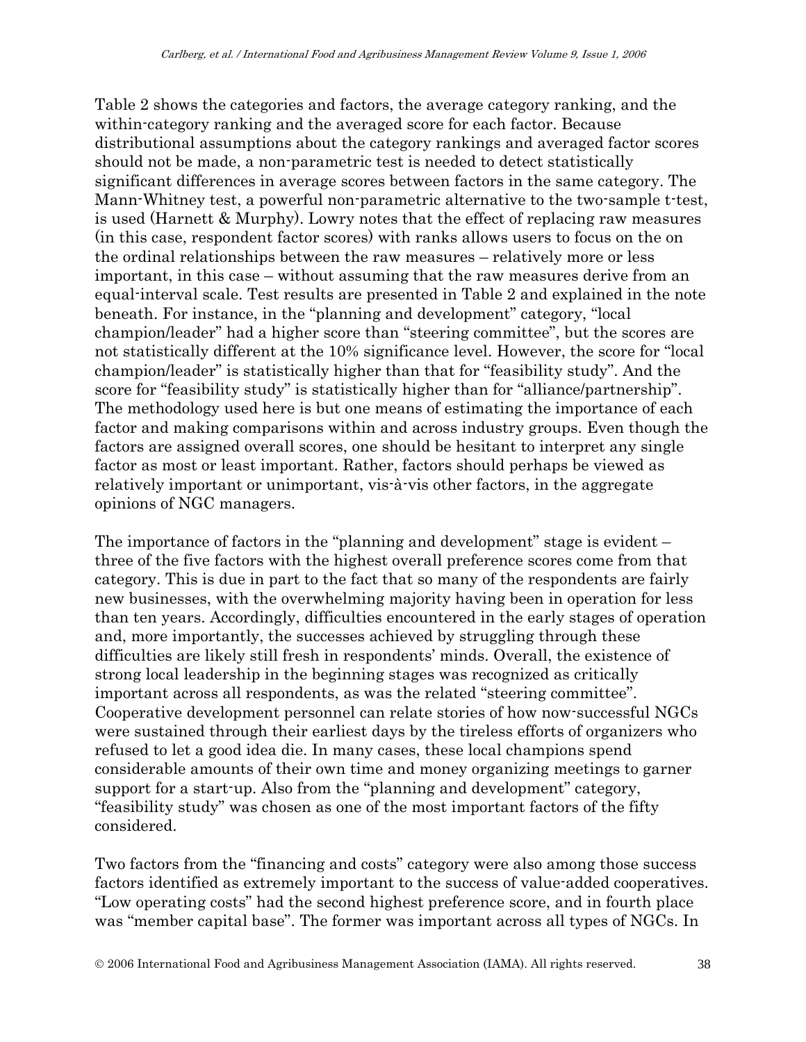Table 2 shows the categories and factors, the average category ranking, and the within-category ranking and the averaged score for each factor. Because distributional assumptions about the category rankings and averaged factor scores should not be made, a non-parametric test is needed to detect statistically significant differences in average scores between factors in the same category. The Mann-Whitney test, a powerful non-parametric alternative to the two-sample t-test, is used (Harnett & Murphy). Lowry notes that the effect of replacing raw measures (in this case, respondent factor scores) with ranks allows users to focus on the on the ordinal relationships between the raw measures – relatively more or less important, in this case – without assuming that the raw measures derive from an equal-interval scale. Test results are presented in Table 2 and explained in the note beneath. For instance, in the "planning and development" category, "local champion/leader" had a higher score than "steering committee", but the scores are not statistically different at the 10% significance level. However, the score for "local champion/leader" is statistically higher than that for "feasibility study". And the score for "feasibility study" is statistically higher than for "alliance/partnership". The methodology used here is but one means of estimating the importance of each factor and making comparisons within and across industry groups. Even though the factors are assigned overall scores, one should be hesitant to interpret any single factor as most or least important. Rather, factors should perhaps be viewed as relatively important or unimportant, vis-à-vis other factors, in the aggregate opinions of NGC managers.

The importance of factors in the "planning and development" stage is evident – three of the five factors with the highest overall preference scores come from that category. This is due in part to the fact that so many of the respondents are fairly new businesses, with the overwhelming majority having been in operation for less than ten years. Accordingly, difficulties encountered in the early stages of operation and, more importantly, the successes achieved by struggling through these difficulties are likely still fresh in respondents' minds. Overall, the existence of strong local leadership in the beginning stages was recognized as critically important across all respondents, as was the related "steering committee". Cooperative development personnel can relate stories of how now-successful NGCs were sustained through their earliest days by the tireless efforts of organizers who refused to let a good idea die. In many cases, these local champions spend considerable amounts of their own time and money organizing meetings to garner support for a start-up. Also from the "planning and development" category, "feasibility study" was chosen as one of the most important factors of the fifty considered.

Two factors from the "financing and costs" category were also among those success factors identified as extremely important to the success of value-added cooperatives. "Low operating costs" had the second highest preference score, and in fourth place was "member capital base". The former was important across all types of NGCs. In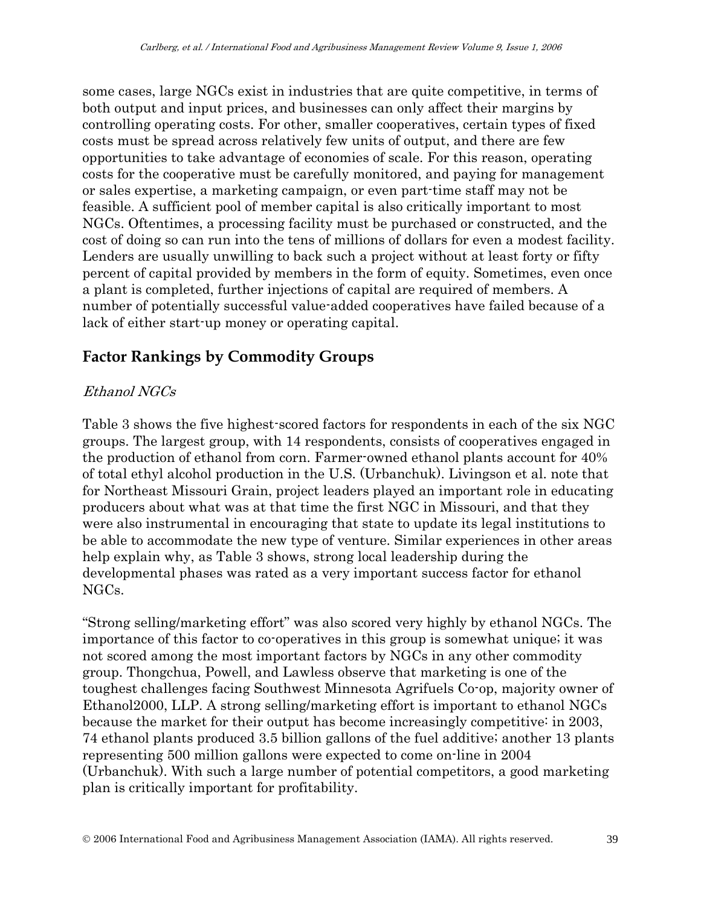some cases, large NGCs exist in industries that are quite competitive, in terms of both output and input prices, and businesses can only affect their margins by controlling operating costs. For other, smaller cooperatives, certain types of fixed costs must be spread across relatively few units of output, and there are few opportunities to take advantage of economies of scale. For this reason, operating costs for the cooperative must be carefully monitored, and paying for management or sales expertise, a marketing campaign, or even part-time staff may not be feasible. A sufficient pool of member capital is also critically important to most NGCs. Oftentimes, a processing facility must be purchased or constructed, and the cost of doing so can run into the tens of millions of dollars for even a modest facility. Lenders are usually unwilling to back such a project without at least forty or fifty percent of capital provided by members in the form of equity. Sometimes, even once a plant is completed, further injections of capital are required of members. A number of potentially successful value-added cooperatives have failed because of a lack of either start-up money or operating capital.

## Factor Rankings by Commodity Groups

### *Ethanol NGCs*

Table 3 shows the five highest-scored factors for respondents in each of the six NGC groups. The largest group, with 14 respondents, consists of cooperatives engaged in the production of ethanol from corn. Farmer-owned ethanol plants account for 40% of total ethyl alcohol production in the U.S. (Urbanchuk). Livingson et al. note that for Northeast Missouri Grain, project leaders played an important role in educating producers about what was at that time the first NGC in Missouri, and that they were also instrumental in encouraging that state to update its legal institutions to be able to accommodate the new type of venture. Similar experiences in other areas help explain why, as Table 3 shows, strong local leadership during the developmental phases was rated as a very important success factor for ethanol NGCs.

"Strong selling/marketing effort" was also scored very highly by ethanol NGCs. The importance of this factor to co-operatives in this group is somewhat unique; it was not scored among the most important factors by NGCs in any other commodity group. Thongchua, Powell, and Lawless observe that marketing is one of the toughest challenges facing Southwest Minnesota Agrifuels Co-op, majority owner of Ethanol2000, LLP. A strong selling/marketing effort is important to ethanol NGCs because the market for their output has become increasingly competitive: in 2003, 74 ethanol plants produced 3.5 billion gallons of the fuel additive; another 13 plants representing 500 million gallons were expected to come on-line in 2004 (Urbanchuk). With such a large number of potential competitors, a good marketing plan is critically important for profitability.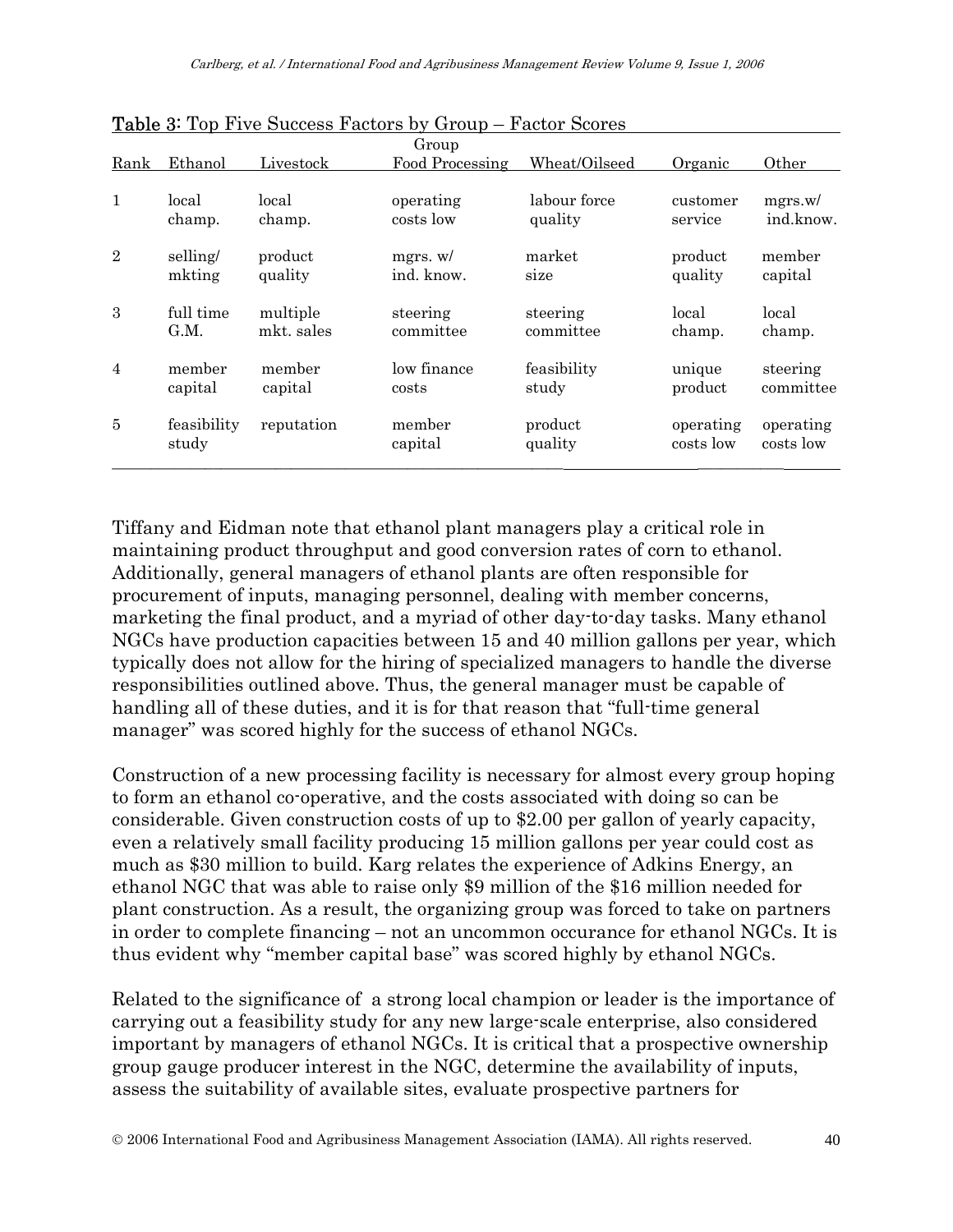**Table 3**: Top Five Success Factors by Group – Factor Scores

| Rank | Ethanol | Livestock | Food Processing | Wheat/Oilseed | Organic | Other |
|---|---|---|---|---|---|---|
| 1 | local champ. | local champ. | operating costs low | labour force quality | customer service | mgrs.w/ ind.know. |
| 2 | selling/ mkting | product quality | mgrs. w/ ind. know. | market size | product quality | member capital |
| 3 | full time G.M. | multiple mkt. sales | steering committee | steering committee | local champ. | local champ. |
| 4 | member capital | member capital | low finance costs | feasibility study | unique product | steering committee |
| 5 | feasibility study | reputation | member capital | product quality | operating costs low | operating costs low |

Tiffany and Eidman note that ethanol plant managers play a critical role in maintaining product throughput and good conversion rates of corn to ethanol. Additionally, general managers of ethanol plants are often responsible for procurement of inputs, managing personnel, dealing with member concerns, marketing the final product, and a myriad of other day-to-day tasks. Many ethanol NGCs have production capacities between 15 and 40 million gallons per year, which typically does not allow for the hiring of specialized managers to handle the diverse responsibilities outlined above. Thus, the general manager must be capable of handling all of these duties, and it is for that reason that "full-time general manager" was scored highly for the success of ethanol NGCs.

Construction of a new processing facility is necessary for almost every group hoping to form an ethanol co-operative, and the costs associated with doing so can be considerable. Given construction costs of up to $2.00 per gallon of yearly capacity, even a relatively small facility producing 15 million gallons per year could cost as much as $30 million to build. Karg relates the experience of Adkins Energy, an ethanol NGC that was able to raise only $9 million of the $16 million needed for plant construction. As a result, the organizing group was forced to take on partners in order to complete financing – not an uncommon occurance for ethanol NGCs. It is thus evident why "member capital base" was scored highly by ethanol NGCs.

Related to the significance of a strong local champion or leader is the importance of carrying out a feasibility study for any new large-scale enterprise, also considered important by managers of ethanol NGCs. It is critical that a prospective ownership group gauge producer interest in the NGC, determine the availability of inputs, assess the suitability of available sites, evaluate prospective partners for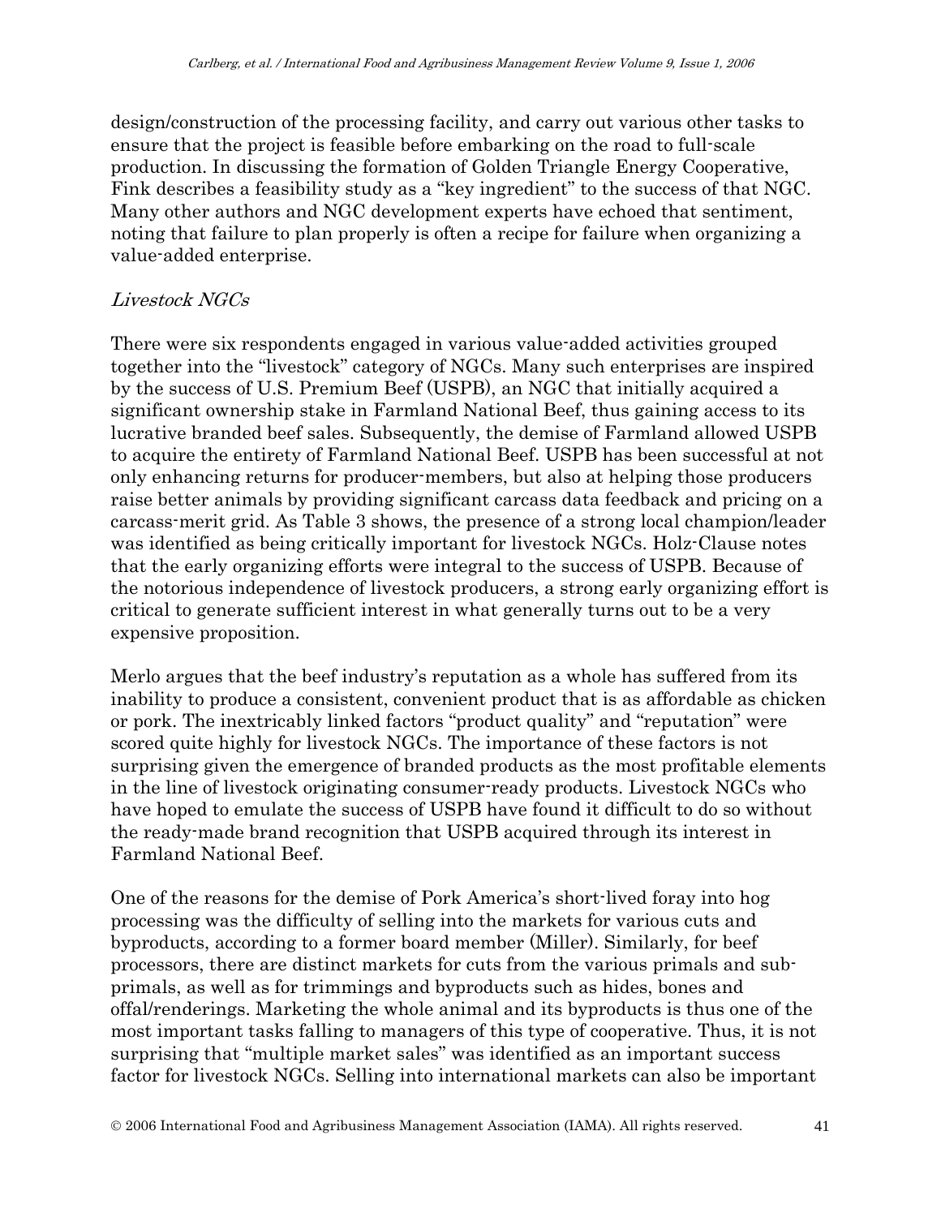design/construction of the processing facility, and carry out various other tasks to ensure that the project is feasible before embarking on the road to full-scale production. In discussing the formation of Golden Triangle Energy Cooperative, Fink describes a feasibility study as a "key ingredient" to the success of that NGC. Many other authors and NGC development experts have echoed that sentiment, noting that failure to plan properly is often a recipe for failure when organizing a value-added enterprise.

### *Livestock NGCs*

There were six respondents engaged in various value-added activities grouped together into the "livestock" category of NGCs. Many such enterprises are inspired by the success of U.S. Premium Beef (USPB), an NGC that initially acquired a significant ownership stake in Farmland National Beef, thus gaining access to its lucrative branded beef sales. Subsequently, the demise of Farmland allowed USPB to acquire the entirety of Farmland National Beef. USPB has been successful at not only enhancing returns for producer-members, but also at helping those producers raise better animals by providing significant carcass data feedback and pricing on a carcass-merit grid. As Table 3 shows, the presence of a strong local champion/leader was identified as being critically important for livestock NGCs. Holz-Clause notes that the early organizing efforts were integral to the success of USPB. Because of the notorious independence of livestock producers, a strong early organizing effort is critical to generate sufficient interest in what generally turns out to be a very expensive proposition.

Merlo argues that the beef industry's reputation as a whole has suffered from its inability to produce a consistent, convenient product that is as affordable as chicken or pork. The inextricably linked factors "product quality" and "reputation" were scored quite highly for livestock NGCs. The importance of these factors is not surprising given the emergence of branded products as the most profitable elements in the line of livestock originating consumer-ready products. Livestock NGCs who have hoped to emulate the success of USPB have found it difficult to do so without the ready-made brand recognition that USPB acquired through its interest in Farmland National Beef.

One of the reasons for the demise of Pork America's short-lived foray into hog processing was the difficulty of selling into the markets for various cuts and byproducts, according to a former board member (Miller). Similarly, for beef processors, there are distinct markets for cuts from the various primals and sub-primals, as well as for trimmings and byproducts such as hides, bones and offal/renderings. Marketing the whole animal and its byproducts is thus one of the most important tasks falling to managers of this type of cooperative. Thus, it is not surprising that "multiple market sales" was identified as an important success factor for livestock NGCs. Selling into international markets can also be important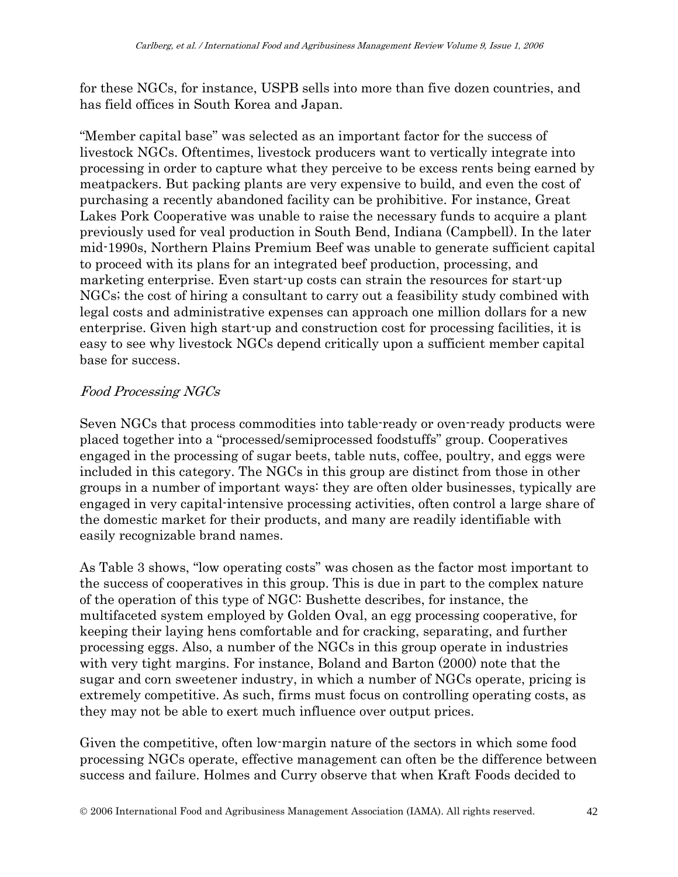for these NGCs, for instance, USPB sells into more than five dozen countries, and has field offices in South Korea and Japan.

"Member capital base" was selected as an important factor for the success of livestock NGCs. Oftentimes, livestock producers want to vertically integrate into processing in order to capture what they perceive to be excess rents being earned by meatpackers. But packing plants are very expensive to build, and even the cost of purchasing a recently abandoned facility can be prohibitive. For instance, Great Lakes Pork Cooperative was unable to raise the necessary funds to acquire a plant previously used for veal production in South Bend, Indiana (Campbell). In the later mid-1990s, Northern Plains Premium Beef was unable to generate sufficient capital to proceed with its plans for an integrated beef production, processing, and marketing enterprise. Even start-up costs can strain the resources for start-up NGCs; the cost of hiring a consultant to carry out a feasibility study combined with legal costs and administrative expenses can approach one million dollars for a new enterprise. Given high start-up and construction cost for processing facilities, it is easy to see why livestock NGCs depend critically upon a sufficient member capital base for success.

### *Food Processing NGCs*

Seven NGCs that process commodities into table-ready or oven-ready products were placed together into a "processed/semiprocessed foodstuffs" group. Cooperatives engaged in the processing of sugar beets, table nuts, coffee, poultry, and eggs were included in this category. The NGCs in this group are distinct from those in other groups in a number of important ways: they are often older businesses, typically are engaged in very capital-intensive processing activities, often control a large share of the domestic market for their products, and many are readily identifiable with easily recognizable brand names.

As Table 3 shows, "low operating costs" was chosen as the factor most important to the success of cooperatives in this group. This is due in part to the complex nature of the operation of this type of NGC: Bushette describes, for instance, the multifaceted system employed by Golden Oval, an egg processing cooperative, for keeping their laying hens comfortable and for cracking, separating, and further processing eggs. Also, a number of the NGCs in this group operate in industries with very tight margins. For instance, Boland and Barton (2000) note that the sugar and corn sweetener industry, in which a number of NGCs operate, pricing is extremely competitive. As such, firms must focus on controlling operating costs, as they may not be able to exert much influence over output prices.

Given the competitive, often low-margin nature of the sectors in which some food processing NGCs operate, effective management can often be the difference between success and failure. Holmes and Curry observe that when Kraft Foods decided to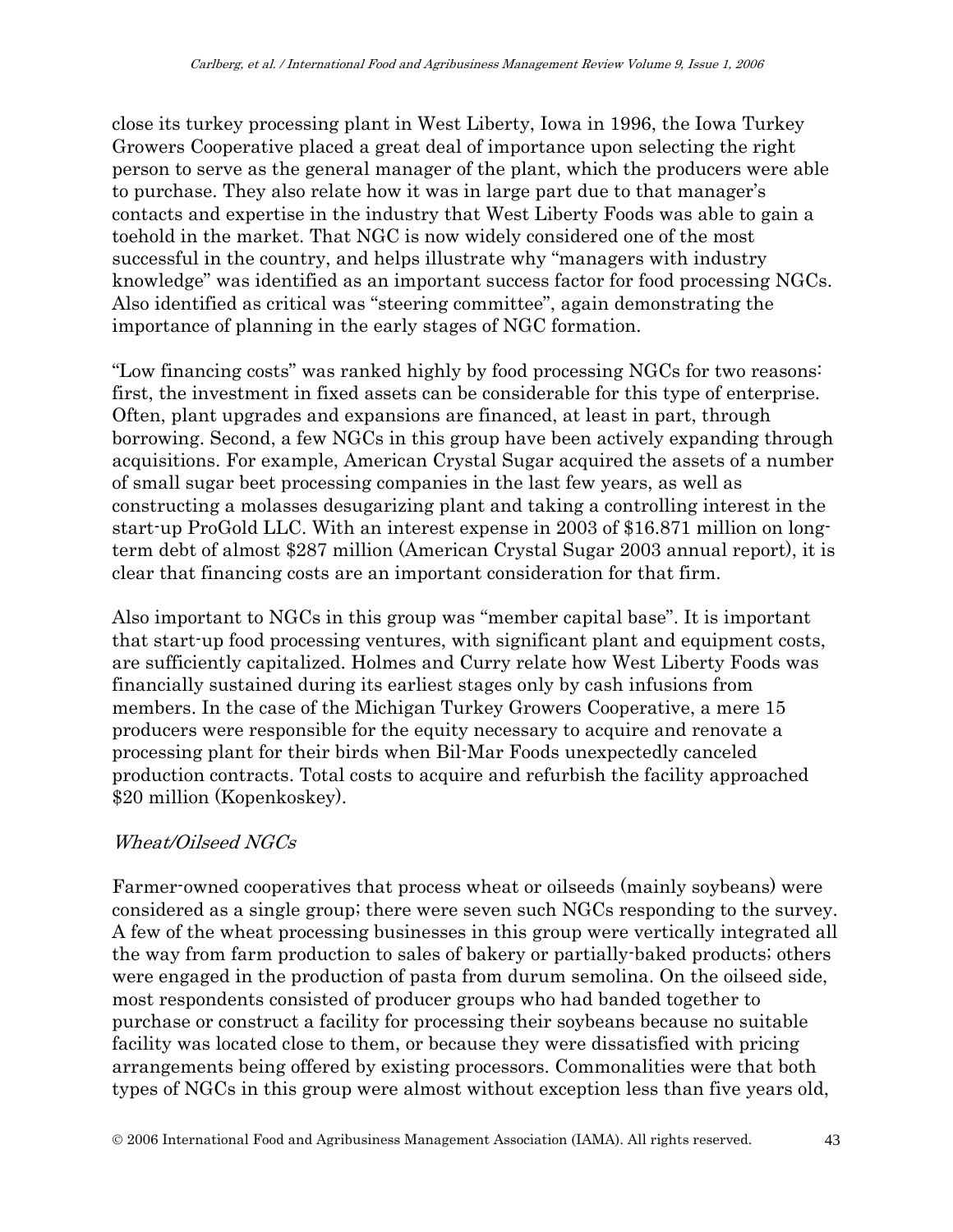close its turkey processing plant in West Liberty, Iowa in 1996, the Iowa Turkey Growers Cooperative placed a great deal of importance upon selecting the right person to serve as the general manager of the plant, which the producers were able to purchase. They also relate how it was in large part due to that manager's contacts and expertise in the industry that West Liberty Foods was able to gain a toehold in the market. That NGC is now widely considered one of the most successful in the country, and helps illustrate why "managers with industry knowledge" was identified as an important success factor for food processing NGCs. Also identified as critical was "steering committee", again demonstrating the importance of planning in the early stages of NGC formation.

"Low financing costs" was ranked highly by food processing NGCs for two reasons: first, the investment in fixed assets can be considerable for this type of enterprise. Often, plant upgrades and expansions are financed, at least in part, through borrowing. Second, a few NGCs in this group have been actively expanding through acquisitions. For example, American Crystal Sugar acquired the assets of a number of small sugar beet processing companies in the last few years, as well as constructing a molasses desugarizing plant and taking a controlling interest in the start-up ProGold LLC. With an interest expense in 2003 of $16.871 million on long-term debt of almost $287 million (American Crystal Sugar 2003 annual report), it is clear that financing costs are an important consideration for that firm.

Also important to NGCs in this group was "member capital base". It is important that start-up food processing ventures, with significant plant and equipment costs, are sufficiently capitalized. Holmes and Curry relate how West Liberty Foods was financially sustained during its earliest stages only by cash infusions from members. In the case of the Michigan Turkey Growers Cooperative, a mere 15 producers were responsible for the equity necessary to acquire and renovate a processing plant for their birds when Bil-Mar Foods unexpectedly canceled production contracts. Total costs to acquire and refurbish the facility approached $20 million (Kopenkoskey).

### *Wheat/Oilseed NGCs*

Farmer-owned cooperatives that process wheat or oilseeds (mainly soybeans) were considered as a single group; there were seven such NGCs responding to the survey. A few of the wheat processing businesses in this group were vertically integrated all the way from farm production to sales of bakery or partially-baked products; others were engaged in the production of pasta from durum semolina. On the oilseed side, most respondents consisted of producer groups who had banded together to purchase or construct a facility for processing their soybeans because no suitable facility was located close to them, or because they were dissatisfied with pricing arrangements being offered by existing processors. Commonalities were that both types of NGCs in this group were almost without exception less than five years old,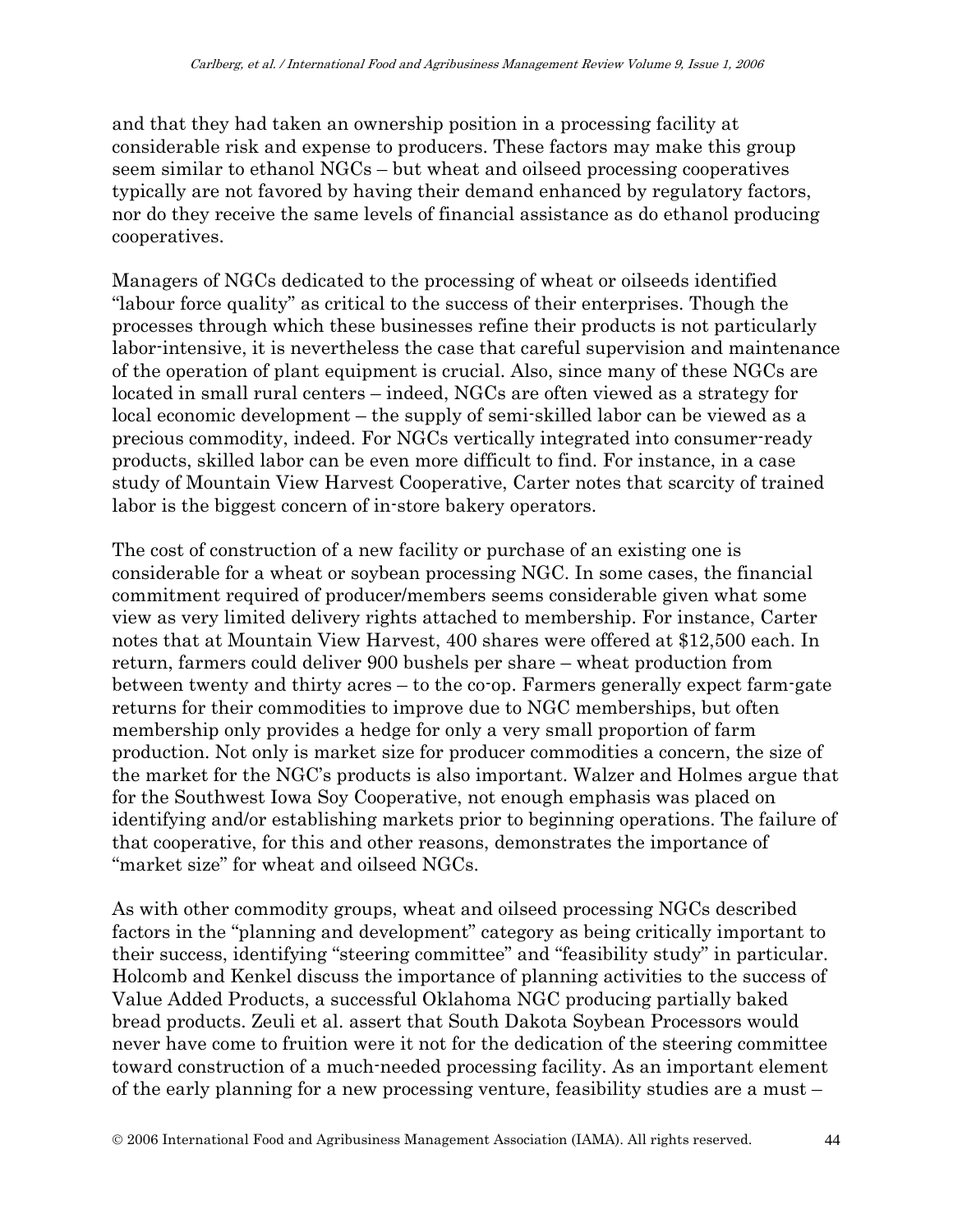and that they had taken an ownership position in a processing facility at considerable risk and expense to producers. These factors may make this group seem similar to ethanol NGCs – but wheat and oilseed processing cooperatives typically are not favored by having their demand enhanced by regulatory factors, nor do they receive the same levels of financial assistance as do ethanol producing cooperatives.

Managers of NGCs dedicated to the processing of wheat or oilseeds identified "labour force quality" as critical to the success of their enterprises. Though the processes through which these businesses refine their products is not particularly labor-intensive, it is nevertheless the case that careful supervision and maintenance of the operation of plant equipment is crucial. Also, since many of these NGCs are located in small rural centers – indeed, NGCs are often viewed as a strategy for local economic development – the supply of semi-skilled labor can be viewed as a precious commodity, indeed. For NGCs vertically integrated into consumer-ready products, skilled labor can be even more difficult to find. For instance, in a case study of Mountain View Harvest Cooperative, Carter notes that scarcity of trained labor is the biggest concern of in-store bakery operators.

The cost of construction of a new facility or purchase of an existing one is considerable for a wheat or soybean processing NGC. In some cases, the financial commitment required of producer/members seems considerable given what some view as very limited delivery rights attached to membership. For instance, Carter notes that at Mountain View Harvest, 400 shares were offered at $12,500 each. In return, farmers could deliver 900 bushels per share – wheat production from between twenty and thirty acres – to the co-op. Farmers generally expect farm-gate returns for their commodities to improve due to NGC memberships, but often membership only provides a hedge for only a very small proportion of farm production. Not only is market size for producer commodities a concern, the size of the market for the NGC's products is also important. Walzer and Holmes argue that for the Southwest Iowa Soy Cooperative, not enough emphasis was placed on identifying and/or establishing markets prior to beginning operations. The failure of that cooperative, for this and other reasons, demonstrates the importance of "market size" for wheat and oilseed NGCs.

As with other commodity groups, wheat and oilseed processing NGCs described factors in the "planning and development" category as being critically important to their success, identifying "steering committee" and "feasibility study" in particular. Holcomb and Kenkel discuss the importance of planning activities to the success of Value Added Products, a successful Oklahoma NGC producing partially baked bread products. Zeuli et al. assert that South Dakota Soybean Processors would never have come to fruition were it not for the dedication of the steering committee toward construction of a much-needed processing facility. As an important element of the early planning for a new processing venture, feasibility studies are a must –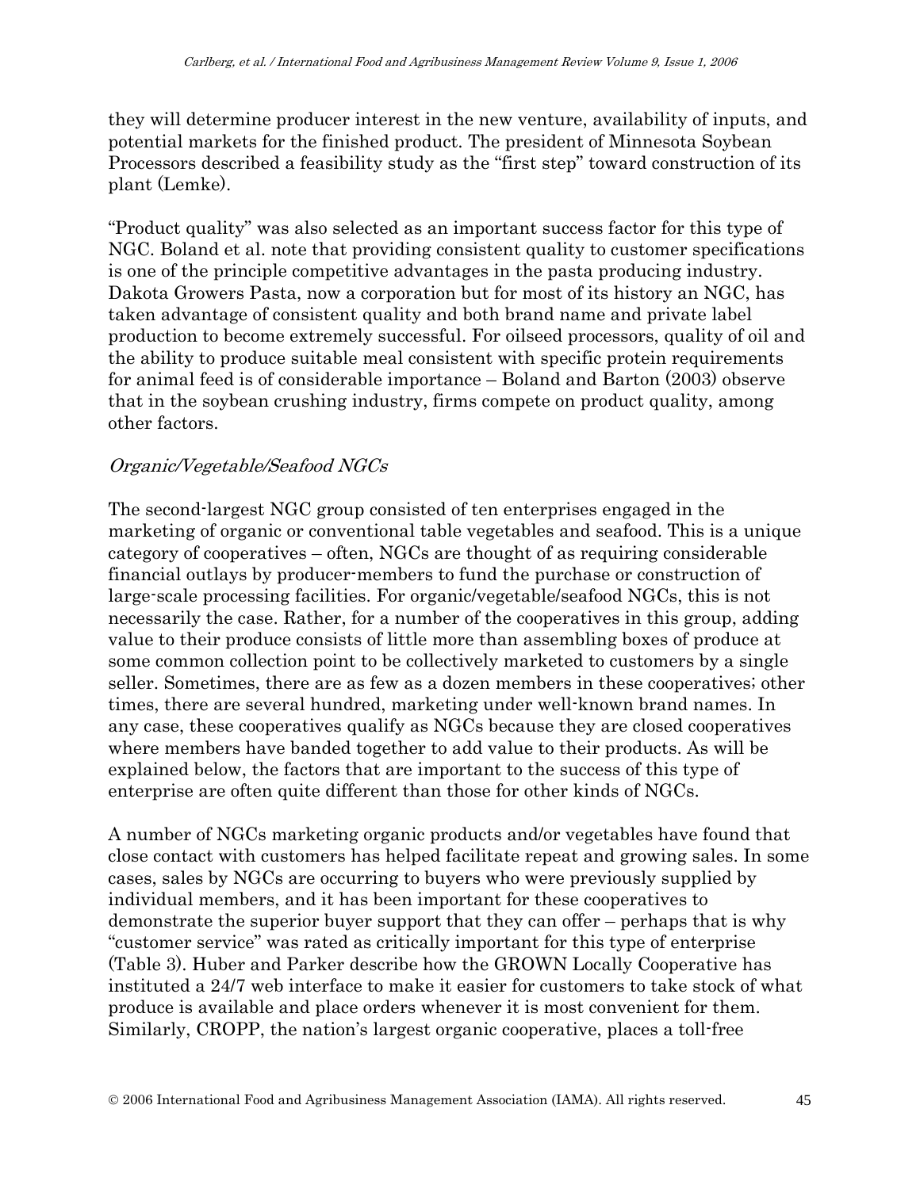they will determine producer interest in the new venture, availability of inputs, and potential markets for the finished product. The president of Minnesota Soybean Processors described a feasibility study as the "first step" toward construction of its plant (Lemke).

"Product quality" was also selected as an important success factor for this type of NGC. Boland et al. note that providing consistent quality to customer specifications is one of the principle competitive advantages in the pasta producing industry. Dakota Growers Pasta, now a corporation but for most of its history an NGC, has taken advantage of consistent quality and both brand name and private label production to become extremely successful. For oilseed processors, quality of oil and the ability to produce suitable meal consistent with specific protein requirements for animal feed is of considerable importance – Boland and Barton (2003) observe that in the soybean crushing industry, firms compete on product quality, among other factors.

*Organic/Vegetable/Seafood NGCs*

The second-largest NGC group consisted of ten enterprises engaged in the marketing of organic or conventional table vegetables and seafood. This is a unique category of cooperatives – often, NGCs are thought of as requiring considerable financial outlays by producer-members to fund the purchase or construction of large-scale processing facilities. For organic/vegetable/seafood NGCs, this is not necessarily the case. Rather, for a number of the cooperatives in this group, adding value to their produce consists of little more than assembling boxes of produce at some common collection point to be collectively marketed to customers by a single seller. Sometimes, there are as few as a dozen members in these cooperatives; other times, there are several hundred, marketing under well-known brand names. In any case, these cooperatives qualify as NGCs because they are closed cooperatives where members have banded together to add value to their products. As will be explained below, the factors that are important to the success of this type of enterprise are often quite different than those for other kinds of NGCs.

A number of NGCs marketing organic products and/or vegetables have found that close contact with customers has helped facilitate repeat and growing sales. In some cases, sales by NGCs are occurring to buyers who were previously supplied by individual members, and it has been important for these cooperatives to demonstrate the superior buyer support that they can offer – perhaps that is why "customer service" was rated as critically important for this type of enterprise (Table 3). Huber and Parker describe how the GROWN Locally Cooperative has instituted a 24/7 web interface to make it easier for customers to take stock of what produce is available and place orders whenever it is most convenient for them. Similarly, CROPP, the nation's largest organic cooperative, places a toll-free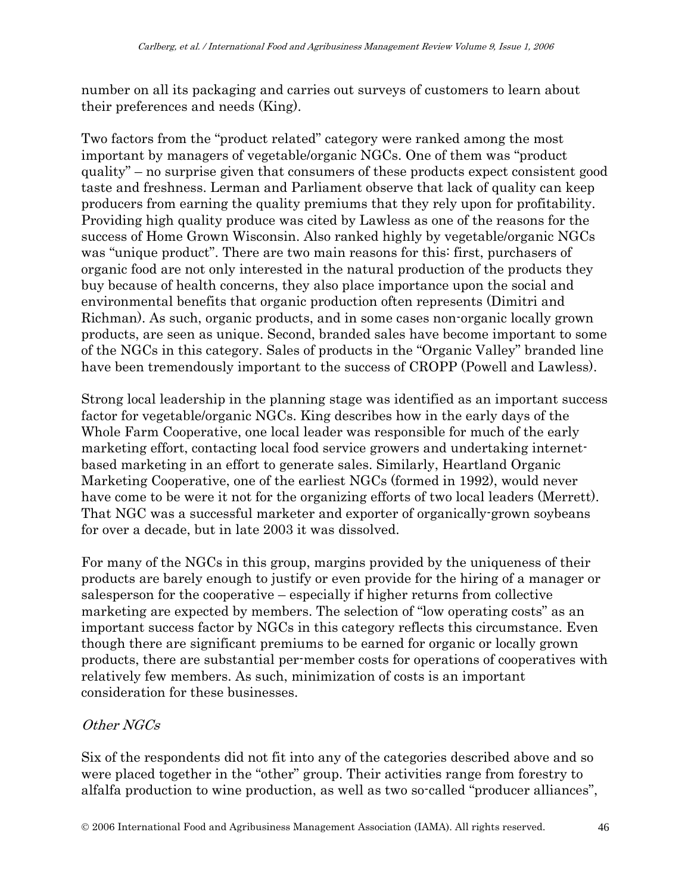number on all its packaging and carries out surveys of customers to learn about their preferences and needs (King).

Two factors from the "product related" category were ranked among the most important by managers of vegetable/organic NGCs. One of them was "product quality" – no surprise given that consumers of these products expect consistent good taste and freshness. Lerman and Parliament observe that lack of quality can keep producers from earning the quality premiums that they rely upon for profitability. Providing high quality produce was cited by Lawless as one of the reasons for the success of Home Grown Wisconsin. Also ranked highly by vegetable/organic NGCs was "unique product". There are two main reasons for this: first, purchasers of organic food are not only interested in the natural production of the products they buy because of health concerns, they also place importance upon the social and environmental benefits that organic production often represents (Dimitri and Richman). As such, organic products, and in some cases non-organic locally grown products, are seen as unique. Second, branded sales have become important to some of the NGCs in this category. Sales of products in the "Organic Valley" branded line have been tremendously important to the success of CROPP (Powell and Lawless).

Strong local leadership in the planning stage was identified as an important success factor for vegetable/organic NGCs. King describes how in the early days of the Whole Farm Cooperative, one local leader was responsible for much of the early marketing effort, contacting local food service growers and undertaking internet-based marketing in an effort to generate sales. Similarly, Heartland Organic Marketing Cooperative, one of the earliest NGCs (formed in 1992), would never have come to be were it not for the organizing efforts of two local leaders (Merrett). That NGC was a successful marketer and exporter of organically-grown soybeans for over a decade, but in late 2003 it was dissolved.

For many of the NGCs in this group, margins provided by the uniqueness of their products are barely enough to justify or even provide for the hiring of a manager or salesperson for the cooperative – especially if higher returns from collective marketing are expected by members. The selection of "low operating costs" as an important success factor by NGCs in this category reflects this circumstance. Even though there are significant premiums to be earned for organic or locally grown products, there are substantial per-member costs for operations of cooperatives with relatively few members. As such, minimization of costs is an important consideration for these businesses.

### *Other NGCs*

Six of the respondents did not fit into any of the categories described above and so were placed together in the "other" group. Their activities range from forestry to alfalfa production to wine production, as well as two so-called "producer alliances",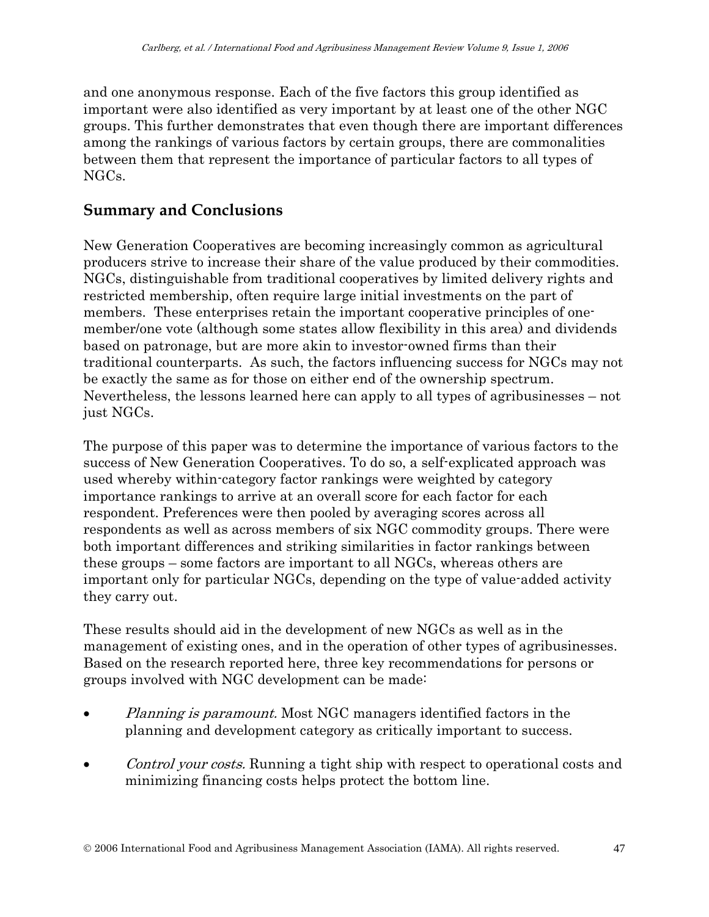and one anonymous response. Each of the five factors this group identified as important were also identified as very important by at least one of the other NGC groups. This further demonstrates that even though there are important differences among the rankings of various factors by certain groups, there are commonalities between them that represent the importance of particular factors to all types of NGCs.

## Summary and Conclusions

New Generation Cooperatives are becoming increasingly common as agricultural producers strive to increase their share of the value produced by their commodities. NGCs, distinguishable from traditional cooperatives by limited delivery rights and restricted membership, often require large initial investments on the part of members. These enterprises retain the important cooperative principles of one-member/one vote (although some states allow flexibility in this area) and dividends based on patronage, but are more akin to investor-owned firms than their traditional counterparts. As such, the factors influencing success for NGCs may not be exactly the same as for those on either end of the ownership spectrum. Nevertheless, the lessons learned here can apply to all types of agribusinesses – not just NGCs.

The purpose of this paper was to determine the importance of various factors to the success of New Generation Cooperatives. To do so, a self-explicated approach was used whereby within-category factor rankings were weighted by category importance rankings to arrive at an overall score for each factor for each respondent. Preferences were then pooled by averaging scores across all respondents as well as across members of six NGC commodity groups. There were both important differences and striking similarities in factor rankings between these groups – some factors are important to all NGCs, whereas others are important only for particular NGCs, depending on the type of value-added activity they carry out.

These results should aid in the development of new NGCs as well as in the management of existing ones, and in the operation of other types of agribusinesses. Based on the research reported here, three key recommendations for persons or groups involved with NGC development can be made:

- *Planning is paramount.* Most NGC managers identified factors in the planning and development category as critically important to success.
- *Control your costs.* Running a tight ship with respect to operational costs and minimizing financing costs helps protect the bottom line.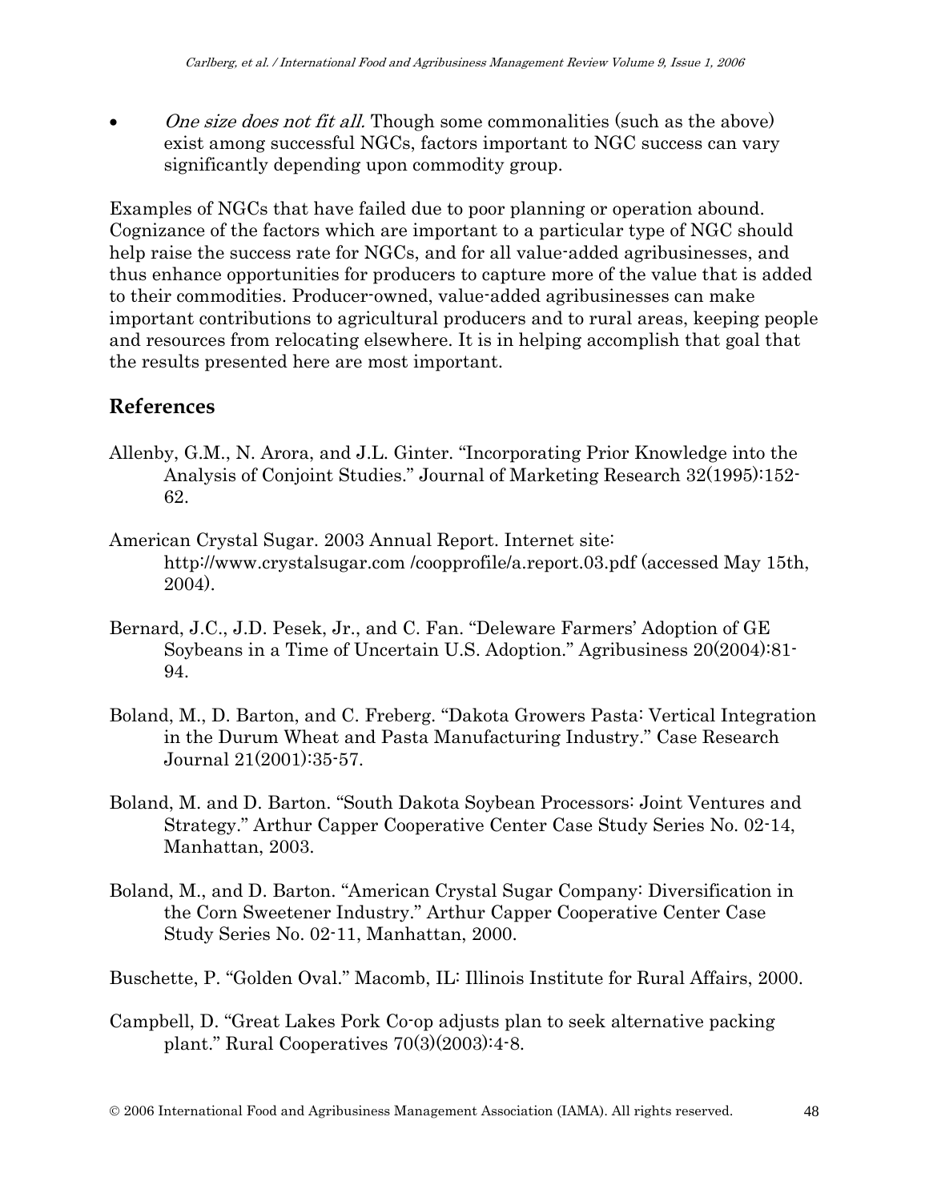- *One size does not fit all.* Though some commonalities (such as the above) exist among successful NGCs, factors important to NGC success can vary significantly depending upon commodity group.

Examples of NGCs that have failed due to poor planning or operation abound. Cognizance of the factors which are important to a particular type of NGC should help raise the success rate for NGCs, and for all value-added agribusinesses, and thus enhance opportunities for producers to capture more of the value that is added to their commodities. Producer-owned, value-added agribusinesses can make important contributions to agricultural producers and to rural areas, keeping people and resources from relocating elsewhere. It is in helping accomplish that goal that the results presented here are most important.

## References

Allenby, G.M., N. Arora, and J.L. Ginter. "Incorporating Prior Knowledge into the Analysis of Conjoint Studies." Journal of Marketing Research 32(1995):152-62.

American Crystal Sugar. 2003 Annual Report. Internet site: http://www.crystalsugar.com /coopprofile/a.report.03.pdf (accessed May 15th, 2004).

Bernard, J.C., J.D. Pesek, Jr., and C. Fan. "Deleware Farmers' Adoption of GE Soybeans in a Time of Uncertain U.S. Adoption." Agribusiness 20(2004):81-94.

Boland, M., D. Barton, and C. Freberg. "Dakota Growers Pasta: Vertical Integration in the Durum Wheat and Pasta Manufacturing Industry." Case Research Journal 21(2001):35-57.

Boland, M. and D. Barton. "South Dakota Soybean Processors: Joint Ventures and Strategy." Arthur Capper Cooperative Center Case Study Series No. 02-14, Manhattan, 2003.

Boland, M., and D. Barton. "American Crystal Sugar Company: Diversification in the Corn Sweetener Industry." Arthur Capper Cooperative Center Case Study Series No. 02-11, Manhattan, 2000.

Buschette, P. "Golden Oval." Macomb, IL: Illinois Institute for Rural Affairs, 2000.

Campbell, D. "Great Lakes Pork Co-op adjusts plan to seek alternative packing plant." Rural Cooperatives 70(3)(2003):4-8.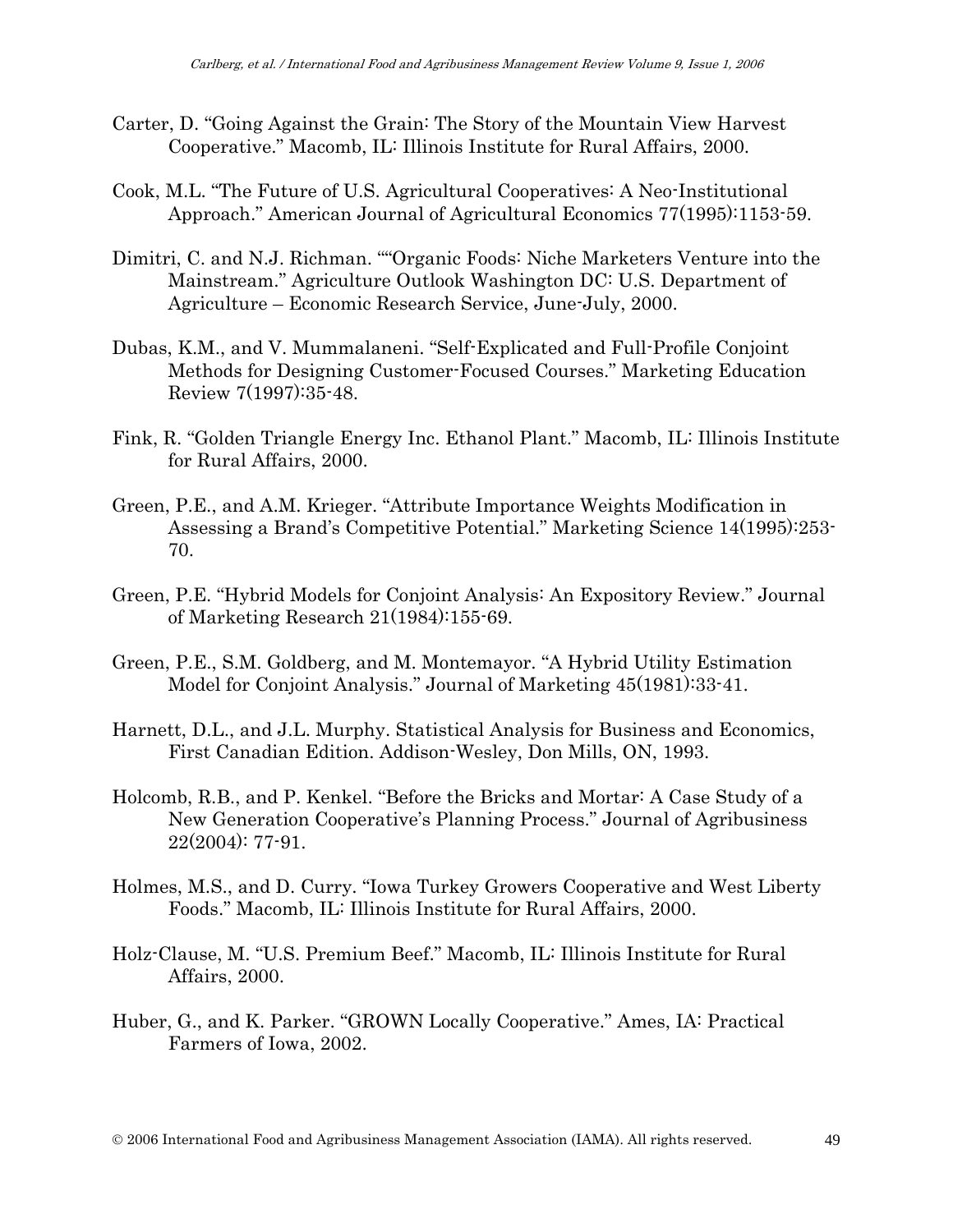Carter, D. "Going Against the Grain: The Story of the Mountain View Harvest Cooperative." Macomb, IL: Illinois Institute for Rural Affairs, 2000.

Cook, M.L. "The Future of U.S. Agricultural Cooperatives: A Neo-Institutional Approach." American Journal of Agricultural Economics 77(1995):1153-59.

Dimitri, C. and N.J. Richman. ""Organic Foods: Niche Marketers Venture into the Mainstream." Agriculture Outlook Washington DC: U.S. Department of Agriculture – Economic Research Service, June-July, 2000.

Dubas, K.M., and V. Mummalaneni. "Self-Explicated and Full-Profile Conjoint Methods for Designing Customer-Focused Courses." Marketing Education Review 7(1997):35-48.

Fink, R. "Golden Triangle Energy Inc. Ethanol Plant." Macomb, IL: Illinois Institute for Rural Affairs, 2000.

Green, P.E., and A.M. Krieger. "Attribute Importance Weights Modification in Assessing a Brand's Competitive Potential." Marketing Science 14(1995):253-70.

Green, P.E. "Hybrid Models for Conjoint Analysis: An Expository Review." Journal of Marketing Research 21(1984):155-69.

Green, P.E., S.M. Goldberg, and M. Montemayor. "A Hybrid Utility Estimation Model for Conjoint Analysis." Journal of Marketing 45(1981):33-41.

Harnett, D.L., and J.L. Murphy. Statistical Analysis for Business and Economics, First Canadian Edition. Addison-Wesley, Don Mills, ON, 1993.

Holcomb, R.B., and P. Kenkel. "Before the Bricks and Mortar: A Case Study of a New Generation Cooperative's Planning Process." Journal of Agribusiness 22(2004): 77-91.

Holmes, M.S., and D. Curry. "Iowa Turkey Growers Cooperative and West Liberty Foods." Macomb, IL: Illinois Institute for Rural Affairs, 2000.

Holz-Clause, M. "U.S. Premium Beef." Macomb, IL: Illinois Institute for Rural Affairs, 2000.

Huber, G., and K. Parker. "GROWN Locally Cooperative." Ames, IA: Practical Farmers of Iowa, 2002.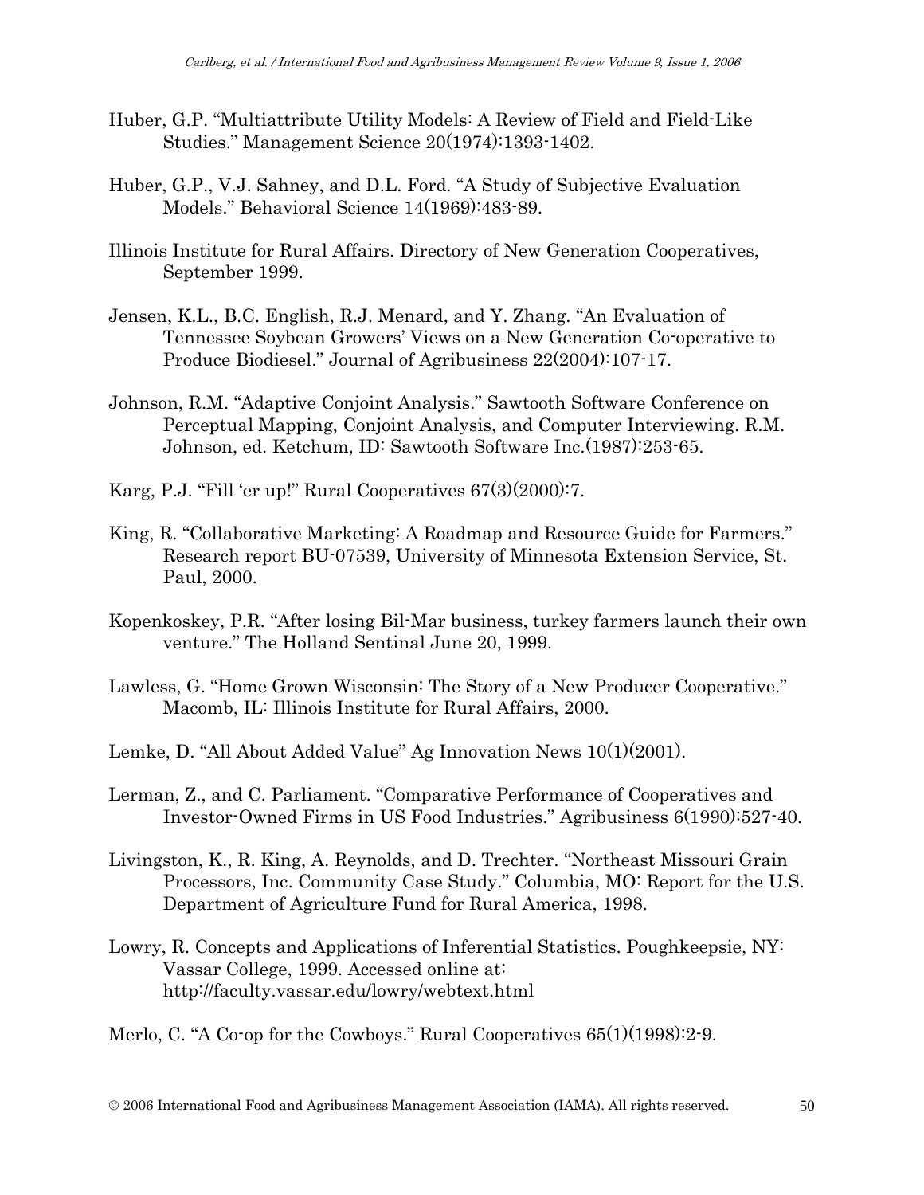Huber, G.P. "Multiattribute Utility Models: A Review of Field and Field-Like Studies." Management Science 20(1974):1393-1402.

Huber, G.P., V.J. Sahney, and D.L. Ford. "A Study of Subjective Evaluation Models." Behavioral Science 14(1969):483-89.

Illinois Institute for Rural Affairs. Directory of New Generation Cooperatives, September 1999.

Jensen, K.L., B.C. English, R.J. Menard, and Y. Zhang. "An Evaluation of Tennessee Soybean Growers' Views on a New Generation Co-operative to Produce Biodiesel." Journal of Agribusiness 22(2004):107-17.

Johnson, R.M. "Adaptive Conjoint Analysis." Sawtooth Software Conference on Perceptual Mapping, Conjoint Analysis, and Computer Interviewing. R.M. Johnson, ed. Ketchum, ID: Sawtooth Software Inc.(1987):253-65.

Karg, P.J. "Fill 'er up!" Rural Cooperatives 67(3)(2000):7.

King, R. "Collaborative Marketing: A Roadmap and Resource Guide for Farmers." Research report BU-07539, University of Minnesota Extension Service, St. Paul, 2000.

Kopenkoskey, P.R. "After losing Bil-Mar business, turkey farmers launch their own venture." The Holland Sentinal June 20, 1999.

Lawless, G. "Home Grown Wisconsin: The Story of a New Producer Cooperative." Macomb, IL: Illinois Institute for Rural Affairs, 2000.

Lemke, D. "All About Added Value" Ag Innovation News 10(1)(2001).

Lerman, Z., and C. Parliament. "Comparative Performance of Cooperatives and Investor-Owned Firms in US Food Industries." Agribusiness 6(1990):527-40.

Livingston, K., R. King, A. Reynolds, and D. Trechter. "Northeast Missouri Grain Processors, Inc. Community Case Study." Columbia, MO: Report for the U.S. Department of Agriculture Fund for Rural America, 1998.

Lowry, R. Concepts and Applications of Inferential Statistics. Poughkeepsie, NY: Vassar College, 1999. Accessed online at: http://faculty.vassar.edu/lowry/webtext.html

Merlo, C. "A Co-op for the Cowboys." Rural Cooperatives 65(1)(1998):2-9.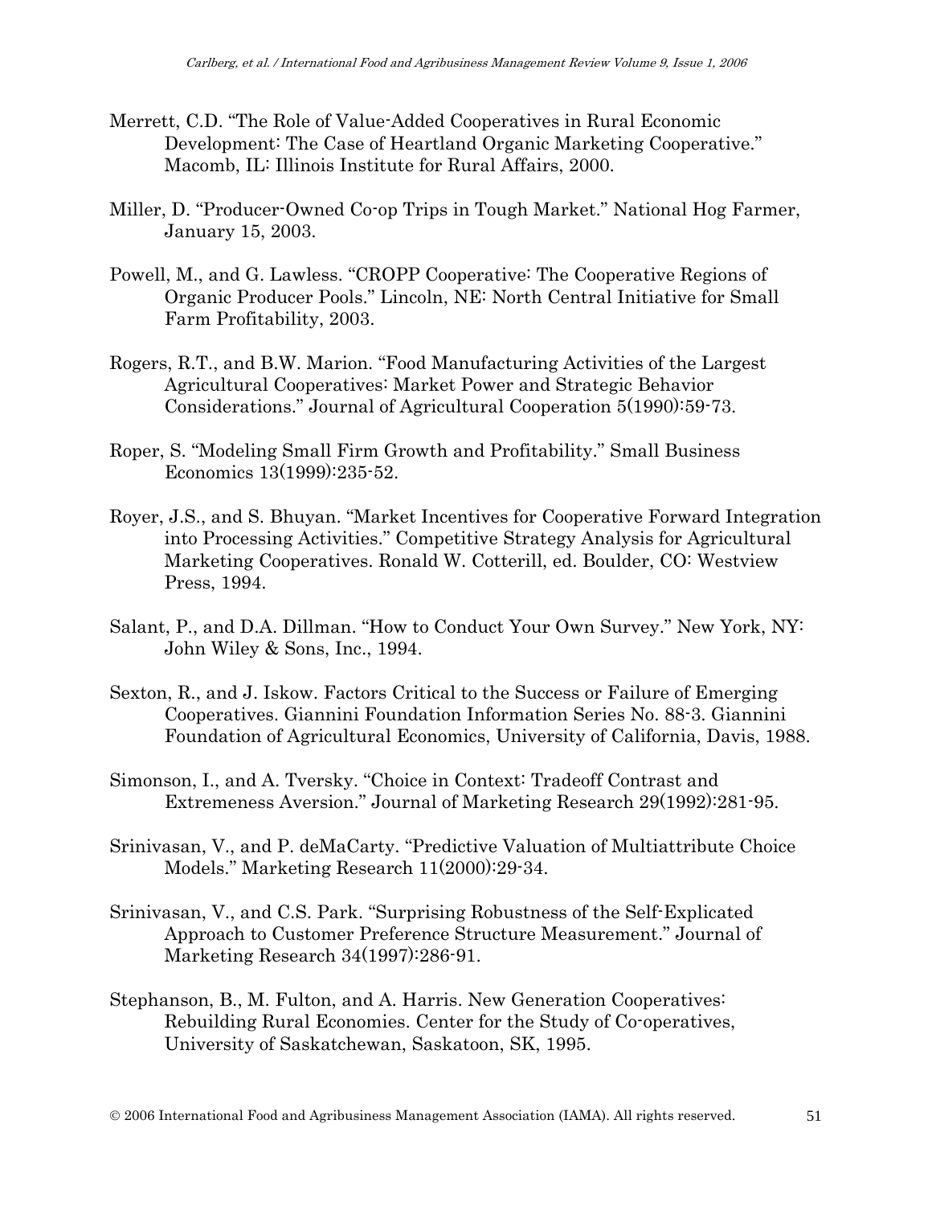Merrett, C.D. "The Role of Value-Added Cooperatives in Rural Economic Development: The Case of Heartland Organic Marketing Cooperative." Macomb, IL: Illinois Institute for Rural Affairs, 2000.

Miller, D. "Producer-Owned Co-op Trips in Tough Market." National Hog Farmer, January 15, 2003.

Powell, M., and G. Lawless. "CROPP Cooperative: The Cooperative Regions of Organic Producer Pools." Lincoln, NE: North Central Initiative for Small Farm Profitability, 2003.

Rogers, R.T., and B.W. Marion. "Food Manufacturing Activities of the Largest Agricultural Cooperatives: Market Power and Strategic Behavior Considerations." Journal of Agricultural Cooperation 5(1990):59-73.

Roper, S. "Modeling Small Firm Growth and Profitability." Small Business Economics 13(1999):235-52.

Royer, J.S., and S. Bhuyan. "Market Incentives for Cooperative Forward Integration into Processing Activities." Competitive Strategy Analysis for Agricultural Marketing Cooperatives. Ronald W. Cotterill, ed. Boulder, CO: Westview Press, 1994.

Salant, P., and D.A. Dillman. "How to Conduct Your Own Survey." New York, NY: John Wiley & Sons, Inc., 1994.

Sexton, R., and J. Iskow. Factors Critical to the Success or Failure of Emerging Cooperatives. Giannini Foundation Information Series No. 88-3. Giannini Foundation of Agricultural Economics, University of California, Davis, 1988.

Simonson, I., and A. Tversky. "Choice in Context: Tradeoff Contrast and Extremeness Aversion." Journal of Marketing Research 29(1992):281-95.

Srinivasan, V., and P. deMaCarty. "Predictive Valuation of Multiattribute Choice Models." Marketing Research 11(2000):29-34.

Srinivasan, V., and C.S. Park. "Surprising Robustness of the Self-Explicated Approach to Customer Preference Structure Measurement." Journal of Marketing Research 34(1997):286-91.

Stephanson, B., M. Fulton, and A. Harris. New Generation Cooperatives: Rebuilding Rural Economies. Center for the Study of Co-operatives, University of Saskatchewan, Saskatoon, SK, 1995.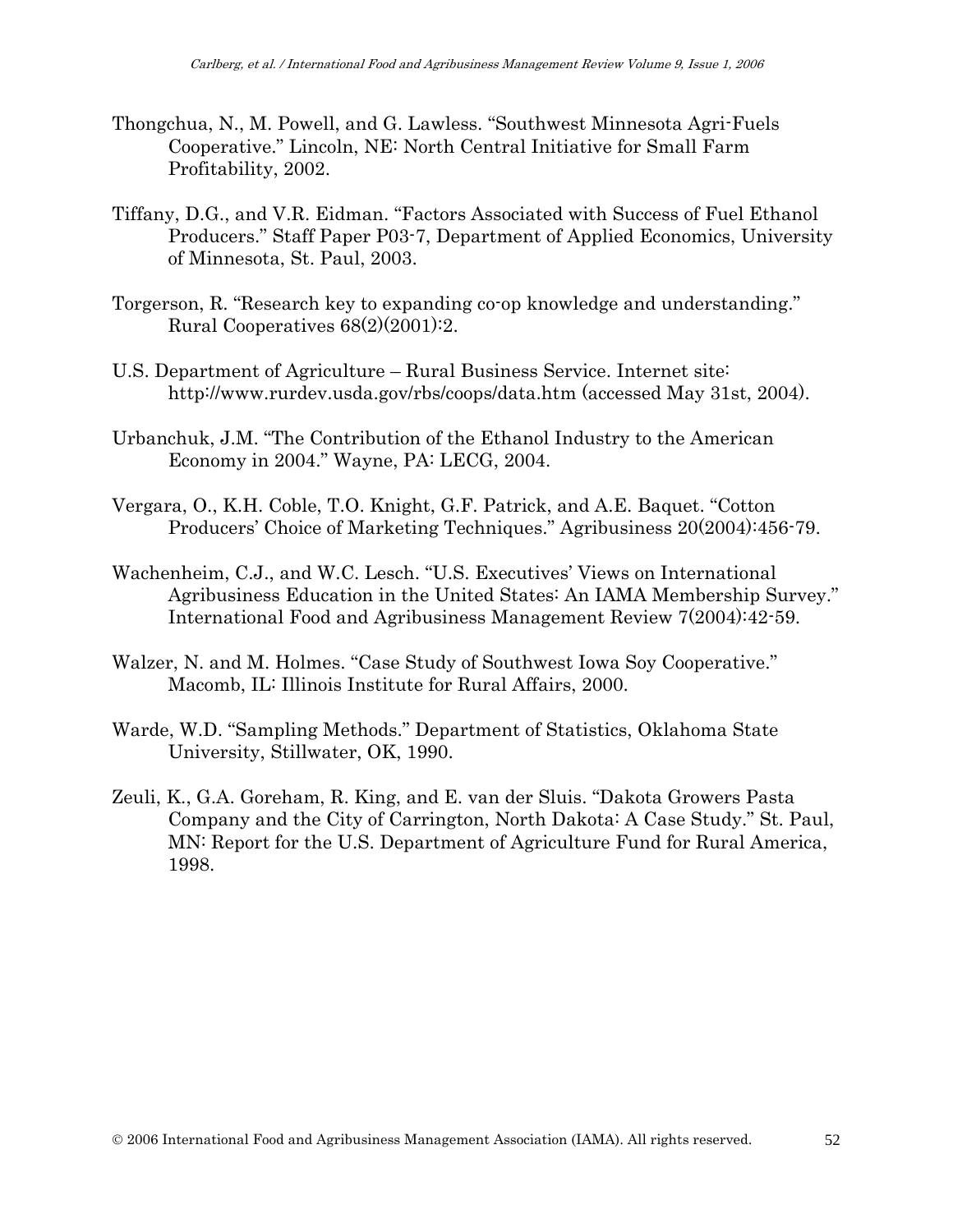Thongchua, N., M. Powell, and G. Lawless. "Southwest Minnesota Agri-Fuels Cooperative." Lincoln, NE: North Central Initiative for Small Farm Profitability, 2002.

Tiffany, D.G., and V.R. Eidman. "Factors Associated with Success of Fuel Ethanol Producers." Staff Paper P03-7, Department of Applied Economics, University of Minnesota, St. Paul, 2003.

Torgerson, R. "Research key to expanding co-op knowledge and understanding." Rural Cooperatives 68(2)(2001):2.

U.S. Department of Agriculture – Rural Business Service. Internet site: http://www.rurdev.usda.gov/rbs/coops/data.htm (accessed May 31st, 2004).

Urbanchuk, J.M. "The Contribution of the Ethanol Industry to the American Economy in 2004." Wayne, PA: LECG, 2004.

Vergara, O., K.H. Coble, T.O. Knight, G.F. Patrick, and A.E. Baquet. "Cotton Producers' Choice of Marketing Techniques." Agribusiness 20(2004):456-79.

Wachenheim, C.J., and W.C. Lesch. "U.S. Executives' Views on International Agribusiness Education in the United States: An IAMA Membership Survey." International Food and Agribusiness Management Review 7(2004):42-59.

Walzer, N. and M. Holmes. "Case Study of Southwest Iowa Soy Cooperative." Macomb, IL: Illinois Institute for Rural Affairs, 2000.

Warde, W.D. "Sampling Methods." Department of Statistics, Oklahoma State University, Stillwater, OK, 1990.

Zeuli, K., G.A. Goreham, R. King, and E. van der Sluis. "Dakota Growers Pasta Company and the City of Carrington, North Dakota: A Case Study." St. Paul, MN: Report for the U.S. Department of Agriculture Fund for Rural America, 1998.